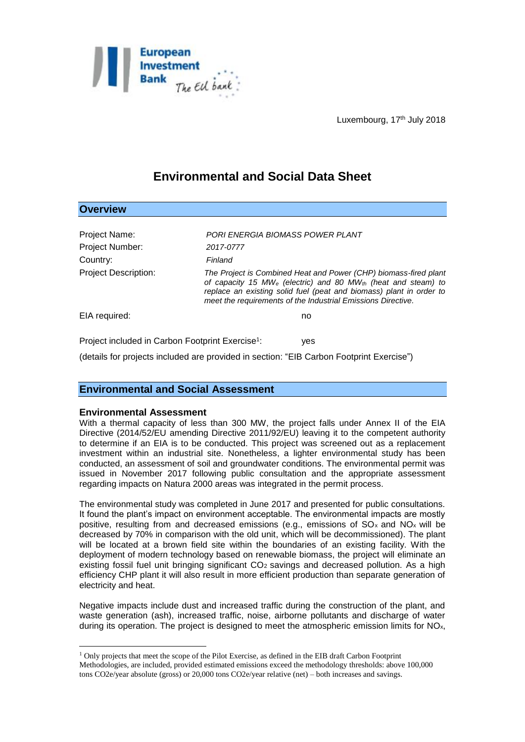Luxembourg, 17th July 2018

# Environmental and Social Data Sheet

## Overview

| | |
|---|---|
| Project Name: | *PORI ENERGIA BIOMASS POWER PLANT* |
| Project Number: | *2017-0777* |
| Country: | *Finland* |
| Project Description: | *The Project is Combined Heat and Power (CHP) biomass-fired plant of capacity 15 $MW_e$ (electric) and 80 $MW_{th}$ (heat and steam) to replace an existing solid fuel (peat and biomass) plant in order to meet the requirements of the Industrial Emissions Directive.* |
| EIA required: | no |
| Project included in Carbon Footprint Exercise[1]: | yes |

(details for projects included are provided in section: "EIB Carbon Footprint Exercise")

## Environmental and Social Assessment

### Environmental Assessment

With a thermal capacity of less than 300 MW, the project falls under Annex II of the EIA Directive (2014/52/EU amending Directive 2011/92/EU) leaving it to the competent authority to determine if an EIA is to be conducted. This project was screened out as a replacement investment within an industrial site. Nonetheless, a lighter environmental study has been conducted, an assessment of soil and groundwater conditions. The environmental permit was issued in November 2017 following public consultation and the appropriate assessment regarding impacts on Natura 2000 areas was integrated in the permit process.

The environmental study was completed in June 2017 and presented for public consultations. It found the plant's impact on environment acceptable. The environmental impacts are mostly positive, resulting from and decreased emissions (e.g., emissions of $SO_x$ and $NO_x$ will be decreased by 70% in comparison with the old unit, which will be decommissioned). The plant will be located at a brown field site within the boundaries of an existing facility. With the deployment of modern technology based on renewable biomass, the project will eliminate an existing fossil fuel unit bringing significant $CO_2$ savings and decreased pollution. As a high efficiency CHP plant it will also result in more efficient production than separate generation of electricity and heat.

Negative impacts include dust and increased traffic during the construction of the plant, and waste generation (ash), increased traffic, noise, airborne pollutants and discharge of water during its operation. The project is designed to meet the atmospheric emission limits for $NO_x$,

[1] Only projects that meet the scope of the Pilot Exercise, as defined in the EIB draft Carbon Footprint Methodologies, are included, provided estimated emissions exceed the methodology thresholds: above 100,000 tons CO2e/year absolute (gross) or 20,000 tons CO2e/year relative (net) – both increases and savings.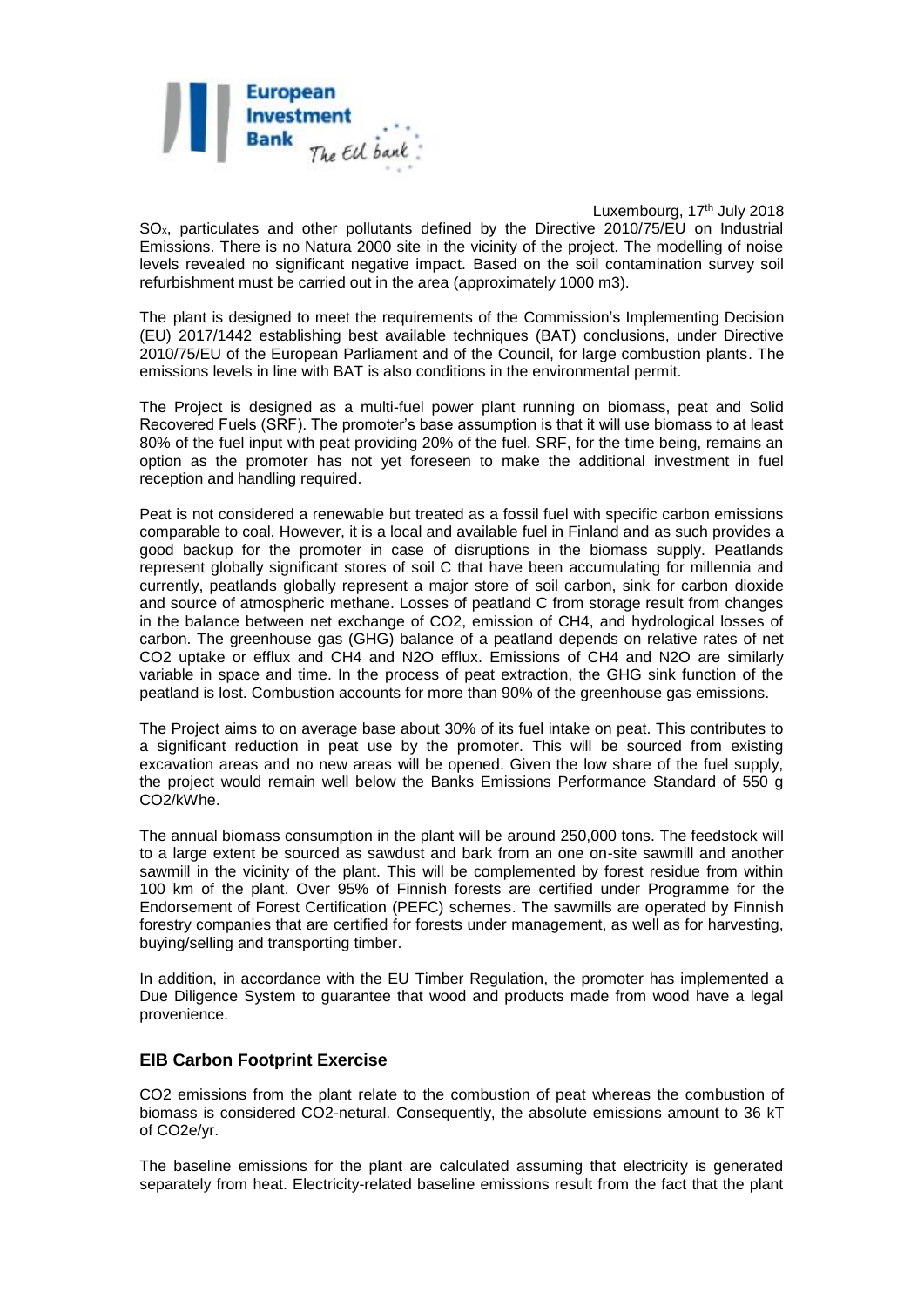$SO_x$, particulates and other pollutants defined by the Directive 2010/75/EU on Industrial Emissions. There is no Natura 2000 site in the vicinity of the project. The modelling of noise levels revealed no significant negative impact. Based on the soil contamination survey soil refurbishment must be carried out in the area (approximately 1000 m3).

The plant is designed to meet the requirements of the Commission's Implementing Decision (EU) 2017/1442 establishing best available techniques (BAT) conclusions, under Directive 2010/75/EU of the European Parliament and of the Council, for large combustion plants. The emissions levels in line with BAT is also conditions in the environmental permit.

The Project is designed as a multi-fuel power plant running on biomass, peat and Solid Recovered Fuels (SRF). The promoter's base assumption is that it will use biomass to at least 80% of the fuel input with peat providing 20% of the fuel. SRF, for the time being, remains an option as the promoter has not yet foreseen to make the additional investment in fuel reception and handling required.

Peat is not considered a renewable but treated as a fossil fuel with specific carbon emissions comparable to coal. However, it is a local and available fuel in Finland and as such provides a good backup for the promoter in case of disruptions in the biomass supply. Peatlands represent globally significant stores of soil C that have been accumulating for millennia and currently, peatlands globally represent a major store of soil carbon, sink for carbon dioxide and source of atmospheric methane. Losses of peatland C from storage result from changes in the balance between net exchange of CO2, emission of CH4, and hydrological losses of carbon. The greenhouse gas (GHG) balance of a peatland depends on relative rates of net CO2 uptake or efflux and CH4 and N2O efflux. Emissions of CH4 and N2O are similarly variable in space and time. In the process of peat extraction, the GHG sink function of the peatland is lost. Combustion accounts for more than 90% of the greenhouse gas emissions.

The Project aims to on average base about 30% of its fuel intake on peat. This contributes to a significant reduction in peat use by the promoter. This will be sourced from existing excavation areas and no new areas will be opened. Given the low share of the fuel supply, the project would remain well below the Banks Emissions Performance Standard of 550 g CO2/kWhe.

The annual biomass consumption in the plant will be around 250,000 tons. The feedstock will to a large extent be sourced as sawdust and bark from an one on-site sawmill and another sawmill in the vicinity of the plant. This will be complemented by forest residue from within 100 km of the plant. Over 95% of Finnish forests are certified under Programme for the Endorsement of Forest Certification (PEFC) schemes. The sawmills are operated by Finnish forestry companies that are certified for forests under management, as well as for harvesting, buying/selling and transporting timber.

In addition, in accordance with the EU Timber Regulation, the promoter has implemented a Due Diligence System to guarantee that wood and products made from wood have a legal provenience.

## EIB Carbon Footprint Exercise

CO2 emissions from the plant relate to the combustion of peat whereas the combustion of biomass is considered CO2-netural. Consequently, the absolute emissions amount to 36 kT of CO2e/yr.

The baseline emissions for the plant are calculated assuming that electricity is generated separately from heat. Electricity-related baseline emissions result from the fact that the plant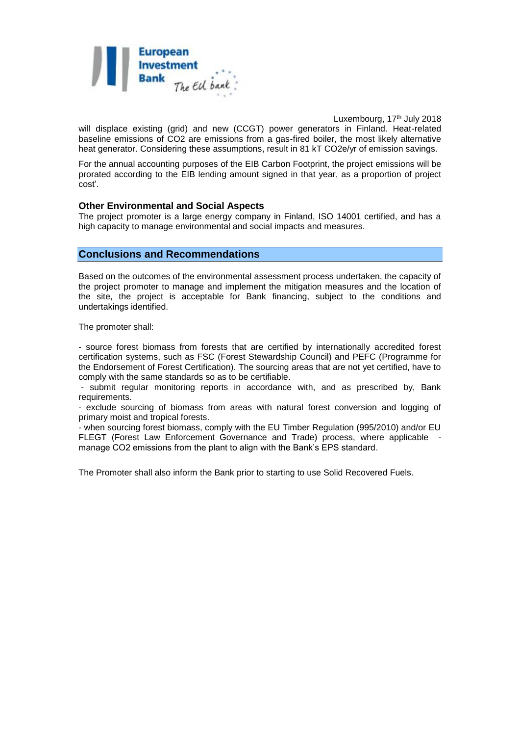will displace existing (grid) and new (CCGT) power generators in Finland. Heat-related baseline emissions of $CO_2$ are emissions from a gas-fired boiler, the most likely alternative heat generator. Considering these assumptions, result in 81 kT CO2e/yr of emission savings.

For the annual accounting purposes of the EIB Carbon Footprint, the project emissions will be prorated according to the EIB lending amount signed in that year, as a proportion of project cost'.

### Other Environmental and Social Aspects

The project promoter is a large energy company in Finland, ISO 14001 certified, and has a high capacity to manage environmental and social impacts and measures.

## Conclusions and Recommendations

Based on the outcomes of the environmental assessment process undertaken, the capacity of the project promoter to manage and implement the mitigation measures and the location of the site, the project is acceptable for Bank financing, subject to the conditions and undertakings identified.

The promoter shall:

- source forest biomass from forests that are certified by internationally accredited forest certification systems, such as FSC (Forest Stewardship Council) and PEFC (Programme for the Endorsement of Forest Certification). The sourcing areas that are not yet certified, have to comply with the same standards so as to be certifiable.
- submit regular monitoring reports in accordance with, and as prescribed by, Bank requirements.
- exclude sourcing of biomass from areas with natural forest conversion and logging of primary moist and tropical forests.
- when sourcing forest biomass, comply with the EU Timber Regulation (995/2010) and/or EU FLEGT (Forest Law Enforcement Governance and Trade) process, where applicable - manage $CO_2$ emissions from the plant to align with the Bank's EPS standard.

The Promoter shall also inform the Bank prior to starting to use Solid Recovered Fuels.